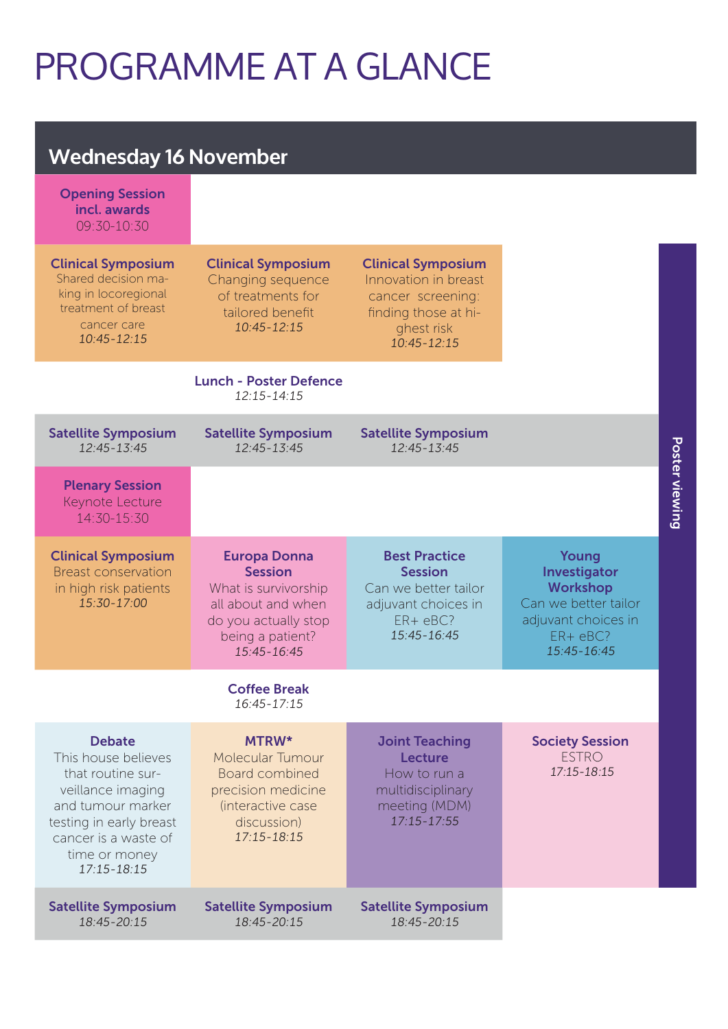# PROGRAMME AT A GLANCE

## Wednesday 16 November

| | | | | |
|---|---|---|---|---|
| **Opening Session incl. awards** 09:30-10:30 | | | | Poster viewing |
| **Clinical Symposium** Shared decision making in locoregional treatment of breast cancer care *10:45-12:15* | **Clinical Symposium** Changing sequence of treatments for tailored benefit *10:45-12:15* | **Clinical Symposium** Innovation in breast cancer screening: finding those at highest risk *10:45-12:15* | | |
| | **Lunch - Poster Defence** *12:15-14:15* | | | |
| **Satellite Symposium** *12:45-13:45* | **Satellite Symposium** *12:45-13:45* | **Satellite Symposium** *12:45-13:45* | | |
| **Plenary Session** Keynote Lecture 14:30-15:30 | | | | |
| **Clinical Symposium** Breast conservation in high risk patients *15:30-17:00* | **Europa Donna Session** What is survivorship all about and when do you actually stop being a patient? *15:45-16:45* | **Best Practice Session** Can we better tailor adjuvant choices in ER+ eBC? *15:45-16:45* | **Young Investigator Workshop** Can we better tailor adjuvant choices in ER+ eBC? *15:45-16:45* | |
| | **Coffee Break** *16:45-17:15* | | | |
| **Debate** This house believes that routine surveillance imaging and tumour marker testing in early breast cancer is a waste of time or money *17:15-18:15* | **MTRW*** Molecular Tumour Board combined precision medicine (interactive case discussion) *17:15-18:15* | **Joint Teaching Lecture** How to run a multidisciplinary meeting (MDM) *17:15-17:55* | **Society Session** ESTRO *17:15-18:15* | |
| **Satellite Symposium** *18:45-20:15* | **Satellite Symposium** *18:45-20:15* | **Satellite Symposium** *18:45-20:15* | | |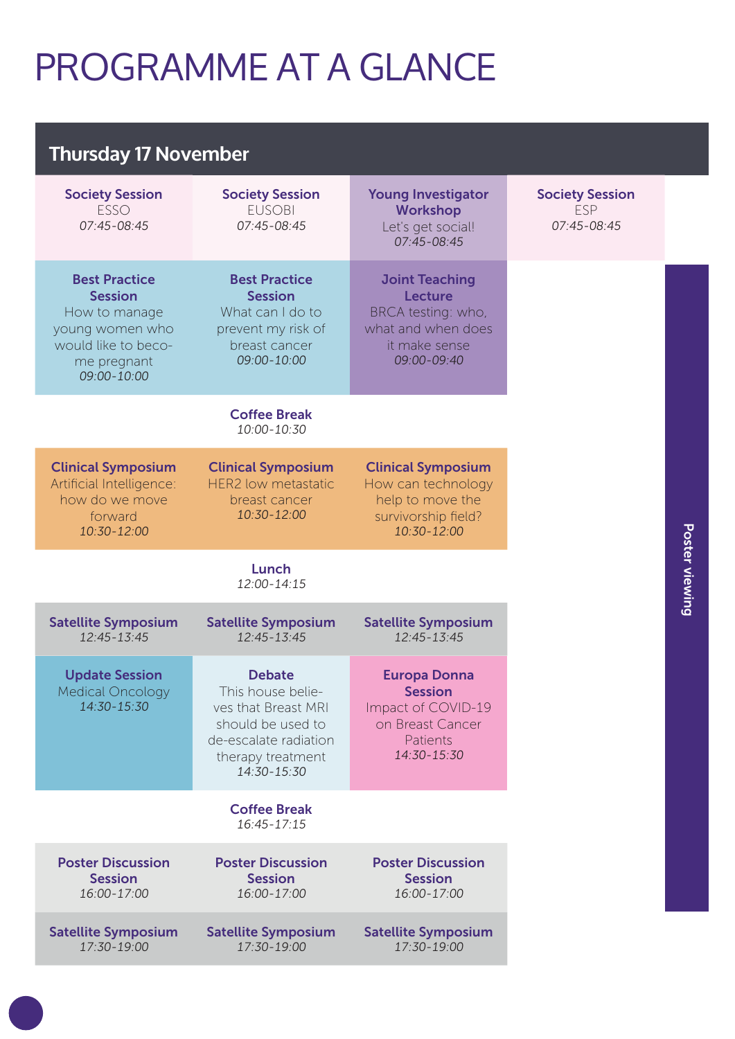# PROGRAMME AT A GLANCE

## Thursday 17 November

| | | | | |
|---|---|---|---|---|
| **Society Session**<br>ESSO<br>*07:45-08:45* | **Society Session**<br>EUSOBI<br>*07:45-08:45* | **Young Investigator Workshop**<br>Let's get social!<br>*07:45-08:45* | **Society Session**<br>ESP<br>*07:45-08:45* | |
| **Best Practice Session**<br>How to manage young women who would like to become pregnant<br>*09:00-10:00* | **Best Practice Session**<br>What can I do to prevent my risk of breast cancer<br>*09:00-10:00* | **Joint Teaching Lecture**<br>BRCA testing: who, what and when does it make sense<br>*09:00-09:40* | | Poster viewing |
| | **Coffee Break**<br>*10:00-10:30* | | | Poster viewing |
| **Clinical Symposium**<br>Artificial Intelligence: how do we move forward<br>*10:30-12:00* | **Clinical Symposium**<br>HER2 low metastatic breast cancer<br>*10:30-12:00* | **Clinical Symposium**<br>How can technology help to move the survivorship field?<br>*10:30-12:00* | | Poster viewing |
| | **Lunch**<br>*12:00-14:15* | | | Poster viewing |
| **Satellite Symposium**<br>*12:45-13:45* | **Satellite Symposium**<br>*12:45-13:45* | **Satellite Symposium**<br>*12:45-13:45* | | Poster viewing |
| **Update Session**<br>Medical Oncology<br>*14:30-15:30* | **Debate**<br>This house believes that Breast MRI should be used to de-escalate radiation therapy treatment<br>*14:30-15:30* | **Europa Donna Session**<br>Impact of COVID-19 on Breast Cancer Patients<br>*14:30-15:30* | | Poster viewing |
| | **Coffee Break**<br>*16:45-17:15* | | | Poster viewing |
| **Poster Discussion Session**<br>*16:00-17:00* | **Poster Discussion Session**<br>*16:00-17:00* | **Poster Discussion Session**<br>*16:00-17:00* | | Poster viewing |
| **Satellite Symposium**<br>*17:30-19:00* | **Satellite Symposium**<br>*17:30-19:00* | **Satellite Symposium**<br>*17:30-19:00* | | |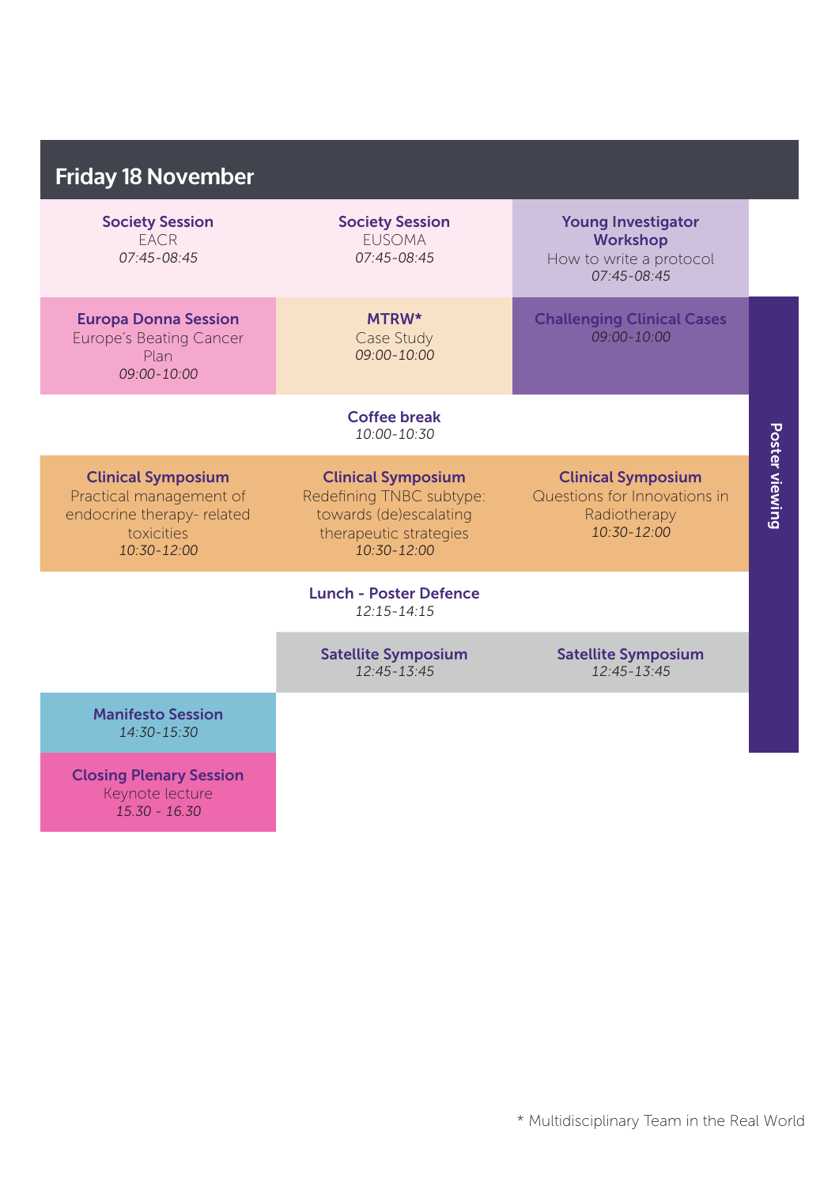## Friday 18 November

| | | | |
|---|---|---|---|
| **Society Session**<br>EACR<br>*07:45-08:45* | **Society Session**<br>EUSOMA<br>*07:45-08:45* | **Young Investigator Workshop**<br>How to write a protocol<br>*07:45-08:45* | |
| **Europa Donna Session**<br>Europe's Beating Cancer Plan<br>*09:00-10:00* | **MTRW***<br>Case Study<br>*09:00-10:00* | **Challenging Clinical Cases**<br>*09:00-10:00* | **Poster viewing** |
| | **Coffee break**<br>*10:00-10:30* | | |
| **Clinical Symposium**<br>Practical management of endocrine therapy- related toxicities<br>*10:30-12:00* | **Clinical Symposium**<br>Redefining TNBC subtype: towards (de)escalating therapeutic strategies<br>*10:30-12:00* | **Clinical Symposium**<br>Questions for Innovations in Radiotherapy<br>*10:30-12:00* | |
| | **Lunch - Poster Defence**<br>*12:15-14:15* | | |
| | **Satellite Symposium**<br>*12:45-13:45* | **Satellite Symposium**<br>*12:45-13:45* | |
| **Manifesto Session**<br>*14:30-15:30* | | | |
| **Closing Plenary Session**<br>Keynote lecture<br>*15.30 - 16.30* | | | |

\* Multidisciplinary Team in the Real World